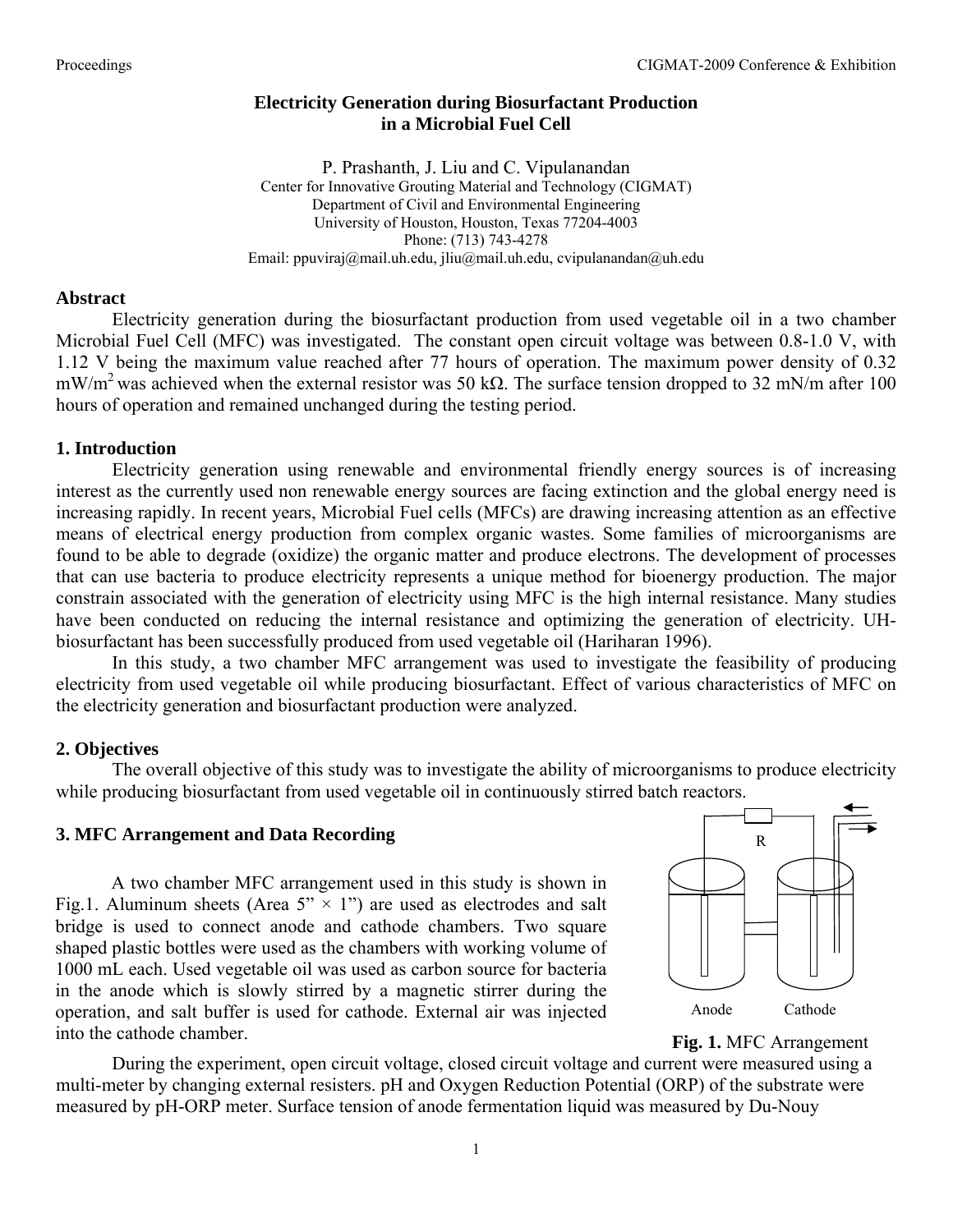# Electricity Generation during Biosurfactant Production in a Microbial Fuel Cell

P. Prashanth, J. Liu and C. Vipulanandan
Center for Innovative Grouting Material and Technology (CIGMAT)
Department of Civil and Environmental Engineering
University of Houston, Houston, Texas 77204-4003
Phone: (713) 743-4278
Email: ppuviraj@mail.uh.edu, jliu@mail.uh.edu, cvipulanandan@uh.edu

## Abstract

Electricity generation during the biosurfactant production from used vegetable oil in a two chamber Microbial Fuel Cell (MFC) was investigated. The constant open circuit voltage was between 0.8-1.0 V, with 1.12 V being the maximum value reached after 77 hours of operation. The maximum power density of 0.32 $mW/m^2$ was achieved when the external resistor was 50 kΩ. The surface tension dropped to 32 mN/m after 100 hours of operation and remained unchanged during the testing period.

## 1. Introduction

Electricity generation using renewable and environmental friendly energy sources is of increasing interest as the currently used non renewable energy sources are facing extinction and the global energy need is increasing rapidly. In recent years, Microbial Fuel cells (MFCs) are drawing increasing attention as an effective means of electrical energy production from complex organic wastes. Some families of microorganisms are found to be able to degrade (oxidize) the organic matter and produce electrons. The development of processes that can use bacteria to produce electricity represents a unique method for bioenergy production. The major constrain associated with the generation of electricity using MFC is the high internal resistance. Many studies have been conducted on reducing the internal resistance and optimizing the generation of electricity. UH-biosurfactant has been successfully produced from used vegetable oil (Hariharan 1996).

In this study, a two chamber MFC arrangement was used to investigate the feasibility of producing electricity from used vegetable oil while producing biosurfactant. Effect of various characteristics of MFC on the electricity generation and biosurfactant production were analyzed.

## 2. Objectives

The overall objective of this study was to investigate the ability of microorganisms to produce electricity while producing biosurfactant from used vegetable oil in continuously stirred batch reactors.

## 3. MFC Arrangement and Data Recording

A two chamber MFC arrangement used in this study is shown in Fig.1. Aluminum sheets (Area 5” × 1”) are used as electrodes and salt bridge is used to connect anode and cathode chambers. Two square shaped plastic bottles were used as the chambers with working volume of 1000 mL each. Used vegetable oil was used as carbon source for bacteria in the anode which is slowly stirred by a magnetic stirrer during the operation, and salt buffer is used for cathode. External air was injected into the cathode chamber.

R

Anode Cathode

**Fig. 1.** MFC Arrangement

During the experiment, open circuit voltage, closed circuit voltage and current were measured using a multi-meter by changing external resisters. pH and Oxygen Reduction Potential (ORP) of the substrate were measured by pH-ORP meter. Surface tension of anode fermentation liquid was measured by Du-Nouy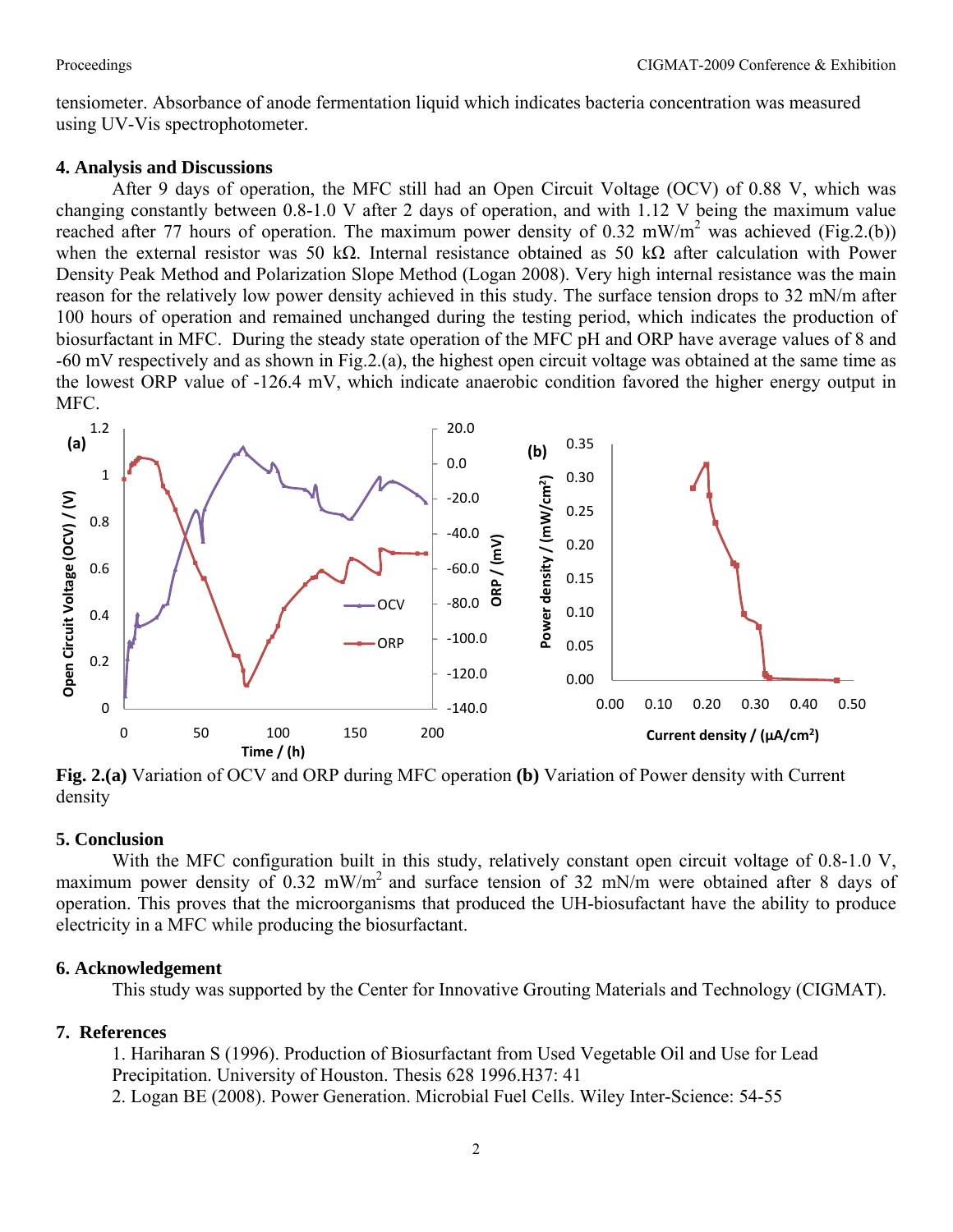tensiometer. Absorbance of anode fermentation liquid which indicates bacteria concentration was measured using UV-Vis spectrophotometer.

## 4. Analysis and Discussions

After 9 days of operation, the MFC still had an Open Circuit Voltage (OCV) of 0.88 V, which was changing constantly between 0.8-1.0 V after 2 days of operation, and with 1.12 V being the maximum value reached after 77 hours of operation. The maximum power density of 0.32 mW/m$^2$ was achieved (Fig.2.(b)) when the external resistor was 50 kΩ. Internal resistance obtained as 50 kΩ after calculation with Power Density Peak Method and Polarization Slope Method (Logan 2008). Very high internal resistance was the main reason for the relatively low power density achieved in this study. The surface tension drops to 32 mN/m after 100 hours of operation and remained unchanged during the testing period, which indicates the production of biosurfactant in MFC. During the steady state operation of the MFC pH and ORP have average values of 8 and -60 mV respectively and as shown in Fig.2.(a), the highest open circuit voltage was obtained at the same time as the lowest ORP value of -126.4 mV, which indicate anaerobic condition favored the higher energy output in MFC.

(a)

Open Circuit Voltage (OCV) / (V)
1.2
1
0.8
0.6
0.4
0.2
0

ORP / (mV)
20.0
0.0
-20.0
-40.0
-60.0
-80.0
-100.0
-120.0
-140.0

Time / (h)
0
50
100
150
200

OCV
ORP

(b)

Power density / (mW/cm$^2$)
0.35
0.30
0.25
0.20
0.15
0.10
0.05
0.00

Current density / (μA/cm$^2$)
0.00
0.10
0.20
0.30
0.40
0.50

**Fig. 2.(a)** Variation of OCV and ORP during MFC operation **(b)** Variation of Power density with Current density

## 5. Conclusion

With the MFC configuration built in this study, relatively constant open circuit voltage of 0.8-1.0 V, maximum power density of 0.32 mW/m$^2$ and surface tension of 32 mN/m were obtained after 8 days of operation. This proves that the microorganisms that produced the UH-biosufactant have the ability to produce electricity in a MFC while producing the biosurfactant.

## 6. Acknowledgement

This study was supported by the Center for Innovative Grouting Materials and Technology (CIGMAT).

## 7. References

1. Hariharan S (1996). Production of Biosurfactant from Used Vegetable Oil and Use for Lead Precipitation. University of Houston. Thesis 628 1996.H37: 41
2. Logan BE (2008). Power Generation. Microbial Fuel Cells. Wiley Inter-Science: 54-55